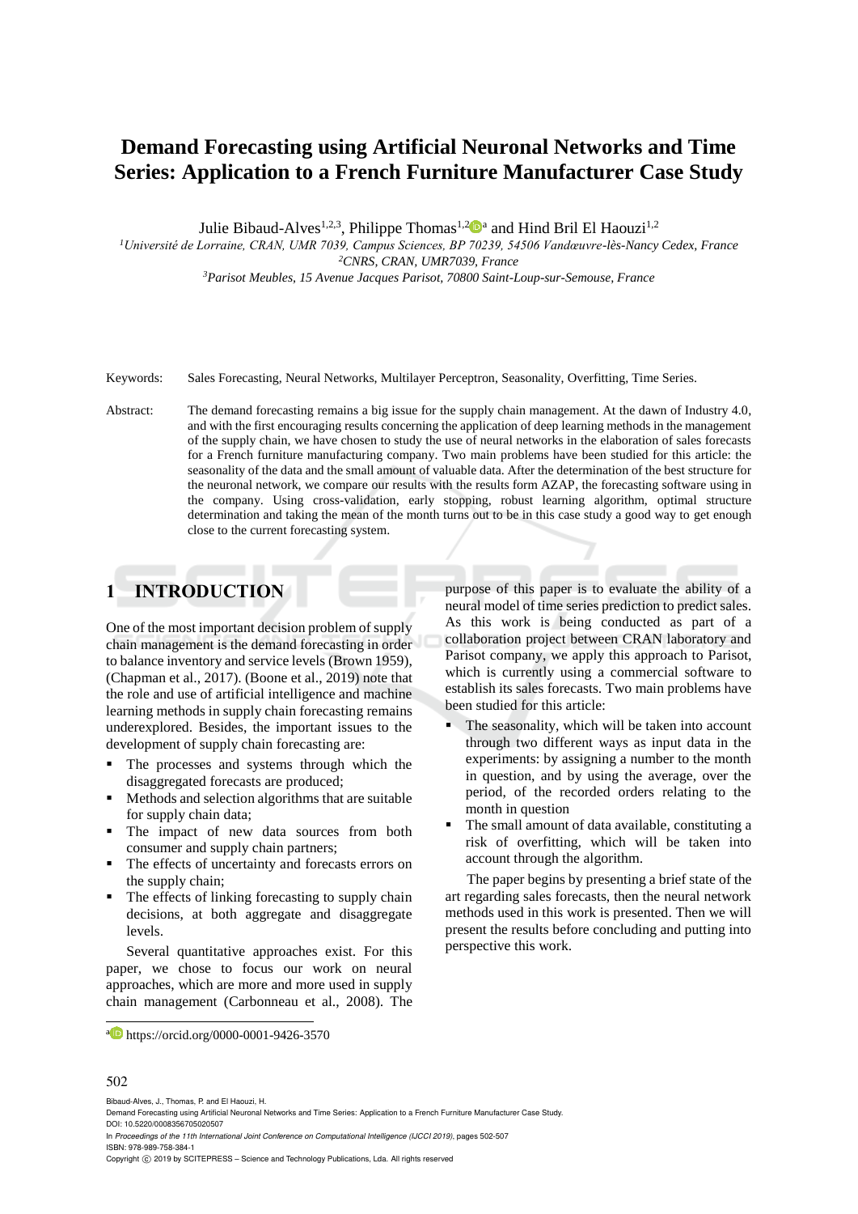# Demand Forecasting using Artificial Neuronal Networks and Time Series: Application to a French Furniture Manufacturer Case Study

Julie Bibaud-Alves[1,2,3], Philippe Thomas[1,2][a] and Hind Bril El Haouzi[1,2]

[1]*Université de Lorraine, CRAN, UMR 7039, Campus Sciences, BP 70239, 54506 Vandœuvre-lès-Nancy Cedex, France*
[2]*CNRS, CRAN, UMR7039, France*
[3]*Parisot Meubles, 15 Avenue Jacques Parisot, 70800 Saint-Loup-sur-Semouse, France*

Keywords: Sales Forecasting, Neural Networks, Multilayer Perceptron, Seasonality, Overfitting, Time Series.

Abstract: The demand forecasting remains a big issue for the supply chain management. At the dawn of Industry 4.0, and with the first encouraging results concerning the application of deep learning methods in the management of the supply chain, we have chosen to study the use of neural networks in the elaboration of sales forecasts for a French furniture manufacturing company. Two main problems have been studied for this article: the seasonality of the data and the small amount of valuable data. After the determination of the best structure for the neuronal network, we compare our results with the results form AZAP, the forecasting software using in the company. Using cross-validation, early stopping, robust learning algorithm, optimal structure determination and taking the mean of the month turns out to be in this case study a good way to get enough close to the current forecasting system.

## 1 INTRODUCTION

One of the most important decision problem of supply chain management is the demand forecasting in order to balance inventory and service levels (Brown 1959), (Chapman et al., 2017). (Boone et al., 2019) note that the role and use of artificial intelligence and machine learning methods in supply chain forecasting remains underexplored. Besides, the important issues to the development of supply chain forecasting are:

- The processes and systems through which the disaggregated forecasts are produced;
- Methods and selection algorithms that are suitable for supply chain data;
- The impact of new data sources from both consumer and supply chain partners;
- The effects of uncertainty and forecasts errors on the supply chain;
- The effects of linking forecasting to supply chain decisions, at both aggregate and disaggregate levels.

Several quantitative approaches exist. For this paper, we chose to focus our work on neural approaches, which are more and more used in supply chain management (Carbonneau et al., 2008). The purpose of this paper is to evaluate the ability of a neural model of time series prediction to predict sales. As this work is being conducted as part of a collaboration project between CRAN laboratory and Parisot company, we apply this approach to Parisot, which is currently using a commercial software to establish its sales forecasts. Two main problems have been studied for this article:

- The seasonality, which will be taken into account through two different ways as input data in the experiments: by assigning a number to the month in question, and by using the average, over the period, of the recorded orders relating to the month in question
- The small amount of data available, constituting a risk of overfitting, which will be taken into account through the algorithm.

The paper begins by presenting a brief state of the art regarding sales forecasts, then the neural network methods used in this work is presented. Then we will present the results before concluding and putting into perspective this work.

[a] https://orcid.org/0000-0001-9426-3570

Bibaud-Alves, J., Thomas, P. and El Haouzi, H.
Demand Forecasting using Artificial Neuronal Networks and Time Series: Application to a French Furniture Manufacturer Case Study.
DOI: 10.5220/0008356705020507
In *Proceedings of the 11th International Joint Conference on Computational Intelligence (IJCCI 2019)*, pages 502-507
ISBN: 978-989-758-384-1
Copyright © 2019 by SCITEPRESS – Science and Technology Publications, Lda. All rights reserved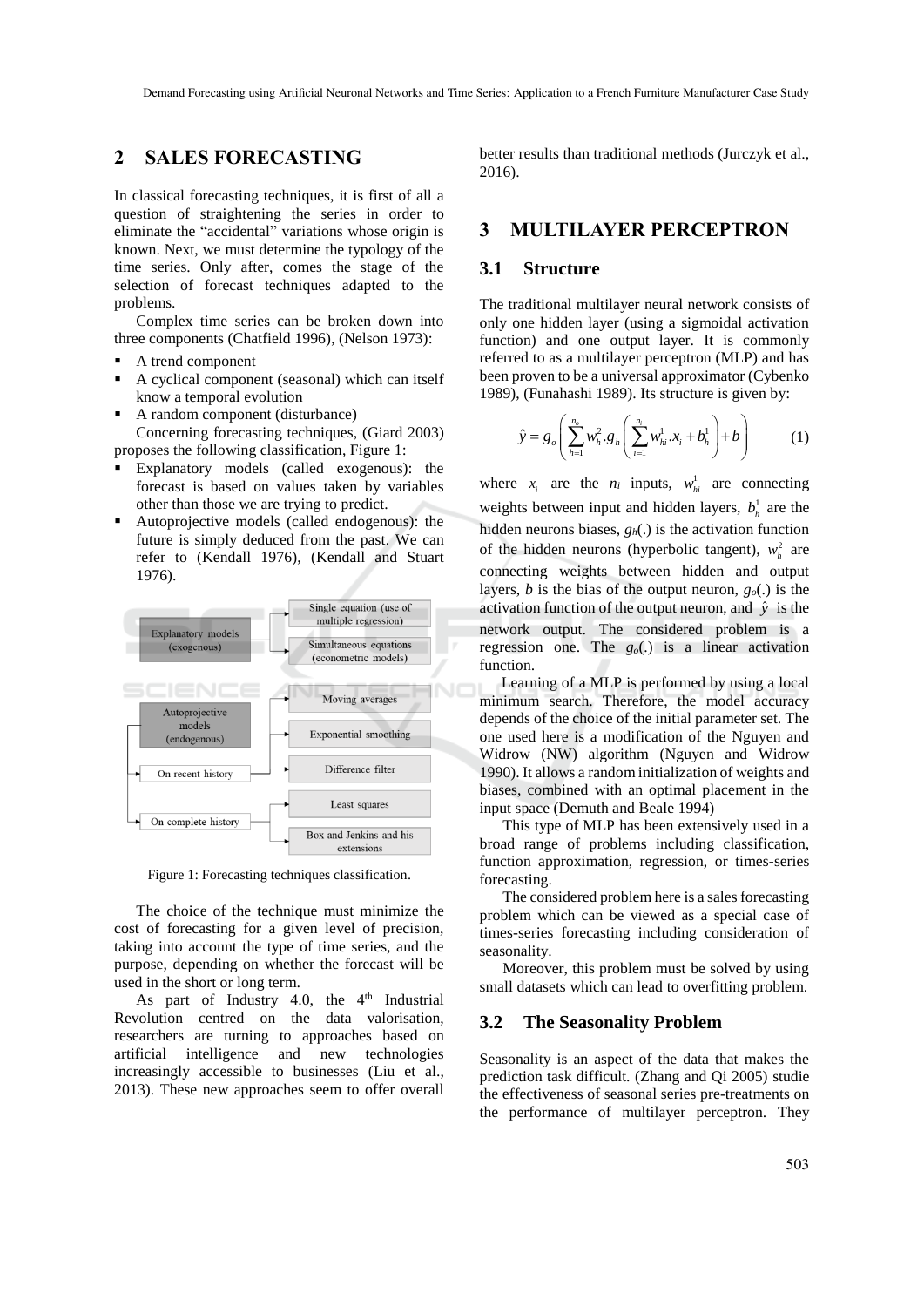## 2 SALES FORECASTING

In classical forecasting techniques, it is first of all a question of straightening the series in order to eliminate the "accidental" variations whose origin is known. Next, we must determine the typology of the time series. Only after, comes the stage of the selection of forecast techniques adapted to the problems.

Complex time series can be broken down into three components (Chatfield 1996), (Nelson 1973):

- A trend component
- A cyclical component (seasonal) which can itself know a temporal evolution
- A random component (disturbance)

Concerning forecasting techniques, (Giard 2003) proposes the following classification, Figure 1:

- Explanatory models (called exogenous): the forecast is based on values taken by variables other than those we are trying to predict.
- Autoprojective models (called endogenous): the future is simply deduced from the past. We can refer to (Kendall 1976), (Kendall and Stuart 1976).

Explanatory models (exogenous) → Single equation (use of multiple regression); Simultaneous equations (econometric models)

Autoprojective models (endogenous) → Moving averages; Exponential smoothing
- On recent history → Difference filter
- On complete history → Least squares; Box and Jenkins and his extensions

Figure 1: Forecasting techniques classification.

The choice of the technique must minimize the cost of forecasting for a given level of precision, taking into account the type of time series, and the purpose, depending on whether the forecast will be used in the short or long term.

As part of Industry 4.0, the 4th Industrial Revolution centred on the data valorisation, researchers are turning to approaches based on artificial intelligence and new technologies increasingly accessible to businesses (Liu et al., 2013). These new approaches seem to offer overall better results than traditional methods (Jurczyk et al., 2016).

## 3 MULTILAYER PERCEPTRON

### 3.1 Structure

The traditional multilayer neural network consists of only one hidden layer (using a sigmoidal activation function) and one output layer. It is commonly referred to as a multilayer perceptron (MLP) and has been proven to be a universal approximator (Cybenko 1989), (Funahashi 1989). Its structure is given by:

$$\hat{y} = g_o\left(\sum_{h=1}^{n_o} w_h^2 . g_h\left(\sum_{i=1}^{n_i} w_{hi}^1 . x_i + b_h^1\right) + b\right) \tag{1}$$

where $x_i$ are the $n_i$ inputs, $w_{hi}^1$ are connecting weights between input and hidden layers, $b_h^1$ are the hidden neurons biases, $g_h(.)$ is the activation function of the hidden neurons (hyperbolic tangent), $w_h^2$ are connecting weights between hidden and output layers, $b$ is the bias of the output neuron, $g_o(.)$ is the activation function of the output neuron, and $\hat{y}$ is the network output. The considered problem is a regression one. The $g_o(.)$ is a linear activation function.

Learning of a MLP is performed by using a local minimum search. Therefore, the model accuracy depends of the choice of the initial parameter set. The one used here is a modification of the Nguyen and Widrow (NW) algorithm (Nguyen and Widrow 1990). It allows a random initialization of weights and biases, combined with an optimal placement in the input space (Demuth and Beale 1994)

This type of MLP has been extensively used in a broad range of problems including classification, function approximation, regression, or times-series forecasting.

The considered problem here is a sales forecasting problem which can be viewed as a special case of times-series forecasting including consideration of seasonality.

Moreover, this problem must be solved by using small datasets which can lead to overfitting problem.

### 3.2 The Seasonality Problem

Seasonality is an aspect of the data that makes the prediction task difficult. (Zhang and Qi 2005) studie the effectiveness of seasonal series pre-treatments on the performance of multilayer perceptron. They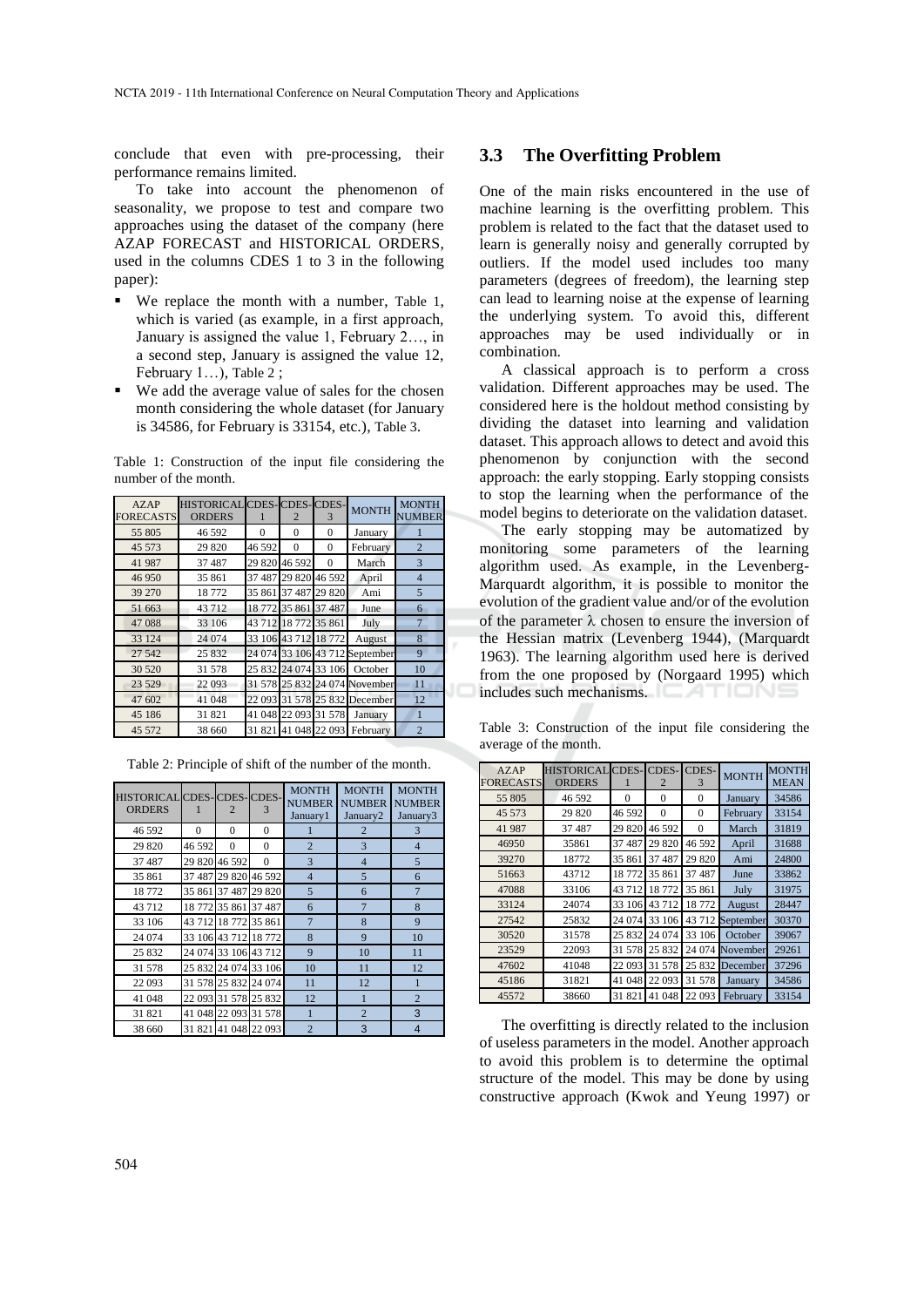conclude that even with pre-processing, their performance remains limited.

To take into account the phenomenon of seasonality, we propose to test and compare two approaches using the dataset of the company (here AZAP FORECAST and HISTORICAL ORDERS, used in the columns CDES 1 to 3 in the following paper):

- We replace the month with a number, Table 1, which is varied (as example, in a first approach, January is assigned the value 1, February 2…, in a second step, January is assigned the value 12, February 1…), Table 2 ;
- We add the average value of sales for the chosen month considering the whole dataset (for January is 34586, for February is 33154, etc.), Table 3.

Table 1: Construction of the input file considering the number of the month.

| AZAP FORECASTS | HISTORICAL ORDERS | CDES-1 | CDES-2 | CDES-3 | MONTH | MONTH NUMBER |
|---|---|---|---|---|---|---|
| 55 805 | 46 592 | 0 | 0 | 0 | January | 1 |
| 45 573 | 29 820 | 46 592 | 0 | 0 | February | 2 |
| 41 987 | 37 487 | 29 820 | 46 592 | 0 | March | 3 |
| 46 950 | 35 861 | 37 487 | 29 820 | 46 592 | April | 4 |
| 39 270 | 18 772 | 35 861 | 37 487 | 29 820 | Ami | 5 |
| 51 663 | 43 712 | 18 772 | 35 861 | 37 487 | June | 6 |
| 47 088 | 33 106 | 43 712 | 18 772 | 35 861 | July | 7 |
| 33 124 | 24 074 | 33 106 | 43 712 | 18 772 | August | 8 |
| 27 542 | 25 832 | 24 074 | 33 106 | 43 712 | September | 9 |
| 30 520 | 31 578 | 25 832 | 24 074 | 33 106 | October | 10 |
| 23 529 | 22 093 | 31 578 | 25 832 | 24 074 | November | 11 |
| 47 602 | 41 048 | 22 093 | 31 578 | 25 832 | December | 12 |
| 45 186 | 31 821 | 41 048 | 22 093 | 31 578 | January | 1 |
| 45 572 | 38 660 | 31 821 | 41 048 | 22 093 | February | 2 |

Table 2: Principle of shift of the number of the month.

| HISTORICAL ORDERS | CDES-1 | CDES-2 | CDES-3 | MONTH NUMBER January1 | MONTH NUMBER January2 | MONTH NUMBER January3 |
|---|---|---|---|---|---|---|
| 46 592 | 0 | 0 | 0 | 1 | 2 | 3 |
| 29 820 | 46 592 | 0 | 0 | 2 | 3 | 4 |
| 37 487 | 29 820 | 46 592 | 0 | 3 | 4 | 5 |
| 35 861 | 37 487 | 29 820 | 46 592 | 4 | 5 | 6 |
| 18 772 | 35 861 | 37 487 | 29 820 | 5 | 6 | 7 |
| 43 712 | 18 772 | 35 861 | 37 487 | 6 | 7 | 8 |
| 33 106 | 43 712 | 18 772 | 35 861 | 7 | 8 | 9 |
| 24 074 | 33 106 | 43 712 | 18 772 | 8 | 9 | 10 |
| 25 832 | 24 074 | 33 106 | 43 712 | 9 | 10 | 11 |
| 31 578 | 25 832 | 24 074 | 33 106 | 10 | 11 | 12 |
| 22 093 | 31 578 | 25 832 | 24 074 | 11 | 12 | 1 |
| 41 048 | 22 093 | 31 578 | 25 832 | 12 | 1 | 2 |
| 31 821 | 41 048 | 22 093 | 31 578 | 1 | 2 | 3 |
| 38 660 | 31 821 | 41 048 | 22 093 | 2 | 3 | 4 |

### 3.3 The Overfitting Problem

One of the main risks encountered in the use of machine learning is the overfitting problem. This problem is related to the fact that the dataset used to learn is generally noisy and generally corrupted by outliers. If the model used includes too many parameters (degrees of freedom), the learning step can lead to learning noise at the expense of learning the underlying system. To avoid this, different approaches may be used individually or in combination.

A classical approach is to perform a cross validation. Different approaches may be used. The considered here is the holdout method consisting by dividing the dataset into learning and validation dataset. This approach allows to detect and avoid this phenomenon by conjunction with the second approach: the early stopping. Early stopping consists to stop the learning when the performance of the model begins to deteriorate on the validation dataset.

The early stopping may be automatized by monitoring some parameters of the learning algorithm used. As example, in the Levenberg-Marquardt algorithm, it is possible to monitor the evolution of the gradient value and/or of the evolution of the parameter $\lambda$ chosen to ensure the inversion of the Hessian matrix (Levenberg 1944), (Marquardt 1963). The learning algorithm used here is derived from the one proposed by (Norgaard 1995) which includes such mechanisms.

Table 3: Construction of the input file considering the average of the month.

| AZAP FORECASTS | HISTORICAL ORDERS | CDES-1 | CDES-2 | CDES-3 | MONTH | MONTH MEAN |
|---|---|---|---|---|---|---|
| 55 805 | 46 592 | 0 | 0 | 0 | January | 34586 |
| 45 573 | 29 820 | 46 592 | 0 | 0 | February | 33154 |
| 41 987 | 37 487 | 29 820 | 46 592 | 0 | March | 31819 |
| 46950 | 35861 | 37 487 | 29 820 | 46 592 | April | 31688 |
| 39270 | 18772 | 35 861 | 37 487 | 29 820 | Ami | 24800 |
| 51663 | 43712 | 18 772 | 35 861 | 37 487 | June | 33862 |
| 47088 | 33106 | 43 712 | 18 772 | 35 861 | July | 31975 |
| 33124 | 24074 | 33 106 | 43 712 | 18 772 | August | 28447 |
| 27542 | 25832 | 24 074 | 33 106 | 43 712 | September | 30370 |
| 30520 | 31578 | 25 832 | 24 074 | 33 106 | October | 39067 |
| 23529 | 22093 | 31 578 | 25 832 | 24 074 | November | 29261 |
| 47602 | 41048 | 22 093 | 31 578 | 25 832 | December | 37296 |
| 45186 | 31821 | 41 048 | 22 093 | 31 578 | January | 34586 |
| 45572 | 38660 | 31 821 | 41 048 | 22 093 | February | 33154 |

The overfitting is directly related to the inclusion of useless parameters in the model. Another approach to avoid this problem is to determine the optimal structure of the model. This may be done by using constructive approach (Kwok and Yeung 1997) or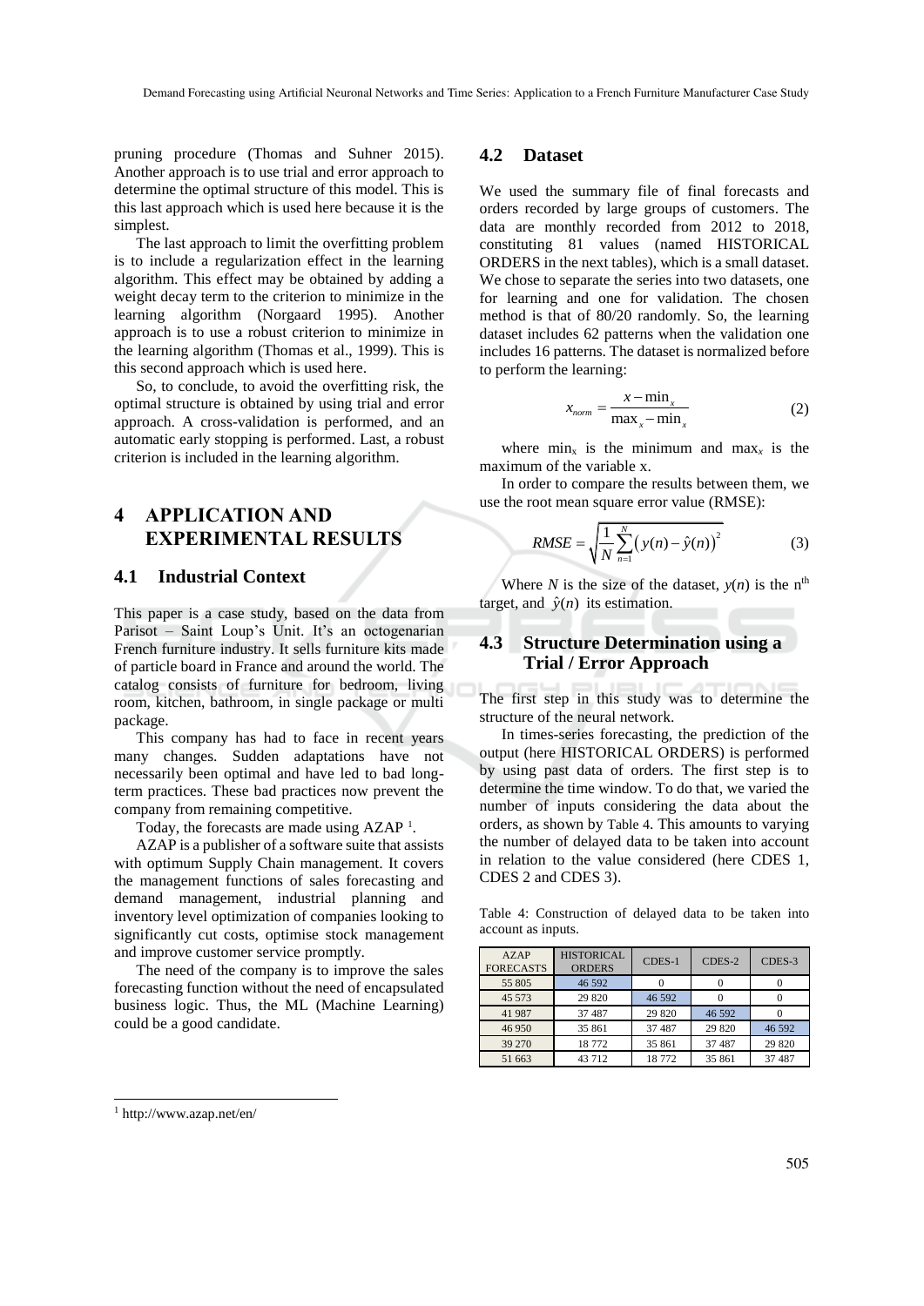pruning procedure (Thomas and Suhner 2015). Another approach is to use trial and error approach to determine the optimal structure of this model. This is this last approach which is used here because it is the simplest.

The last approach to limit the overfitting problem is to include a regularization effect in the learning algorithm. This effect may be obtained by adding a weight decay term to the criterion to minimize in the learning algorithm (Norgaard 1995). Another approach is to use a robust criterion to minimize in the learning algorithm (Thomas et al., 1999). This is this second approach which is used here.

So, to conclude, to avoid the overfitting risk, the optimal structure is obtained by using trial and error approach. A cross-validation is performed, and an automatic early stopping is performed. Last, a robust criterion is included in the learning algorithm.

# 4 APPLICATION AND EXPERIMENTAL RESULTS

## 4.1 Industrial Context

This paper is a case study, based on the data from Parisot – Saint Loup's Unit. It's an octogenarian French furniture industry. It sells furniture kits made of particle board in France and around the world. The catalog consists of furniture for bedroom, living room, kitchen, bathroom, in single package or multi package.

This company has had to face in recent years many changes. Sudden adaptations have not necessarily been optimal and have led to bad long-term practices. These bad practices now prevent the company from remaining competitive.

Today, the forecasts are made using AZAP [1].

AZAP is a publisher of a software suite that assists with optimum Supply Chain management. It covers the management functions of sales forecasting and demand management, industrial planning and inventory level optimization of companies looking to significantly cut costs, optimise stock management and improve customer service promptly.

The need of the company is to improve the sales forecasting function without the need of encapsulated business logic. Thus, the ML (Machine Learning) could be a good candidate.

## 4.2 Dataset

We used the summary file of final forecasts and orders recorded by large groups of customers. The data are monthly recorded from 2012 to 2018, constituting 81 values (named HISTORICAL ORDERS in the next tables), which is a small dataset. We chose to separate the series into two datasets, one for learning and one for validation. The chosen method is that of 80/20 randomly. So, the learning dataset includes 62 patterns when the validation one includes 16 patterns. The dataset is normalized before to perform the learning:

$$x_{norm} = \frac{x - \min_x}{\max_x - \min_x} \tag{2}$$

where $\min_x$ is the minimum and $\max_x$ is the maximum of the variable x.

In order to compare the results between them, we use the root mean square error value (RMSE):

$$RMSE = \sqrt{\frac{1}{N}\sum_{n=1}^{N}\left(y(n) - \hat{y}(n)\right)^2} \tag{3}$$

Where $N$ is the size of the dataset, $y(n)$ is the $n^{th}$ target, and $\hat{y}(n)$ its estimation.

## 4.3 Structure Determination using a Trial / Error Approach

The first step in this study was to determine the structure of the neural network.

In times-series forecasting, the prediction of the output (here HISTORICAL ORDERS) is performed by using past data of orders. The first step is to determine the time window. To do that, we varied the number of inputs considering the data about the orders, as shown by Table 4. This amounts to varying the number of delayed data to be taken into account in relation to the value considered (here CDES 1, CDES 2 and CDES 3).

Table 4: Construction of delayed data to be taken into account as inputs.

| AZAP FORECASTS | HISTORICAL ORDERS | CDES-1 | CDES-2 | CDES-3 |
|---|---|---|---|---|
| 55 805 | 46 592 | 0 | 0 | 0 |
| 45 573 | 29 820 | 46 592 | 0 | 0 |
| 41 987 | 37 487 | 29 820 | 46 592 | 0 |
| 46 950 | 35 861 | 37 487 | 29 820 | 46 592 |
| 39 270 | 18 772 | 35 861 | 37 487 | 29 820 |
| 51 663 | 43 712 | 18 772 | 35 861 | 37 487 |

[1] http://www.azap.net/en/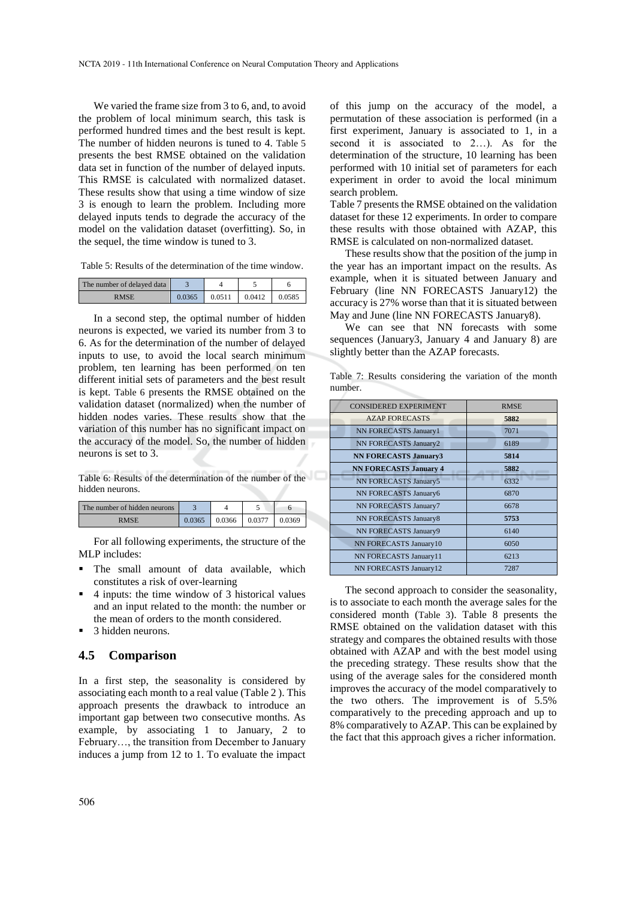We varied the frame size from 3 to 6, and, to avoid the problem of local minimum search, this task is performed hundred times and the best result is kept. The number of hidden neurons is tuned to 4. Table 5 presents the best RMSE obtained on the validation data set in function of the number of delayed inputs. This RMSE is calculated with normalized dataset. These results show that using a time window of size 3 is enough to learn the problem. Including more delayed inputs tends to degrade the accuracy of the model on the validation dataset (overfitting). So, in the sequel, the time window is tuned to 3.

Table 5: Results of the determination of the time window.

| The number of delayed data | 3 | 4 | 5 | 6 |
|---|---|---|---|---|
| RMSE | 0.0365 | 0.0511 | 0.0412 | 0.0585 |

In a second step, the optimal number of hidden neurons is expected, we varied its number from 3 to 6. As for the determination of the number of delayed inputs to use, to avoid the local search minimum problem, ten learning has been performed on ten different initial sets of parameters and the best result is kept. Table 6 presents the RMSE obtained on the validation dataset (normalized) when the number of hidden nodes varies. These results show that the variation of this number has no significant impact on the accuracy of the model. So, the number of hidden neurons is set to 3.

Table 6: Results of the determination of the number of the hidden neurons.

| The number of hidden neurons | 3 | 4 | 5 | 6 |
|---|---|---|---|---|
| RMSE | 0.0365 | 0.0366 | 0.0377 | 0.0369 |

For all following experiments, the structure of the MLP includes:

- The small amount of data available, which constitutes a risk of over-learning
- 4 inputs: the time window of 3 historical values and an input related to the month: the number or the mean of orders to the month considered.
- 3 hidden neurons.

## 4.5 Comparison

In a first step, the seasonality is considered by associating each month to a real value (Table 2 ). This approach presents the drawback to introduce an important gap between two consecutive months. As example, by associating 1 to January, 2 to February…, the transition from December to January induces a jump from 12 to 1. To evaluate the impact of this jump on the accuracy of the model, a permutation of these association is performed (in a first experiment, January is associated to 1, in a second it is associated to 2…). As for the determination of the structure, 10 learning has been performed with 10 initial set of parameters for each experiment in order to avoid the local minimum search problem.

Table 7 presents the RMSE obtained on the validation dataset for these 12 experiments. In order to compare these results with those obtained with AZAP, this RMSE is calculated on non-normalized dataset.

These results show that the position of the jump in the year has an important impact on the results. As example, when it is situated between January and February (line NN FORECASTS January12) the accuracy is 27% worse than that it is situated between May and June (line NN FORECASTS January8).

We can see that NN forecasts with some sequences (January3, January 4 and January 8) are slightly better than the AZAP forecasts.

Table 7: Results considering the variation of the month number.

| CONSIDERED EXPERIMENT | RMSE |
|---|---|
| AZAP FORECASTS | **5882** |
| NN FORECASTS January1 | 7071 |
| NN FORECASTS January2 | 6189 |
| **NN FORECASTS January3** | **5814** |
| **NN FORECASTS January 4** | **5882** |
| NN FORECASTS January5 | 6332 |
| NN FORECASTS January6 | 6870 |
| NN FORECASTS January7 | 6678 |
| NN FORECASTS January8 | **5753** |
| NN FORECASTS January9 | 6140 |
| NN FORECASTS January10 | 6050 |
| NN FORECASTS January11 | 6213 |
| NN FORECASTS January12 | 7287 |

The second approach to consider the seasonality, is to associate to each month the average sales for the considered month (Table 3). Table 8 presents the RMSE obtained on the validation dataset with this strategy and compares the obtained results with those obtained with AZAP and with the best model using the preceding strategy. These results show that the using of the average sales for the considered month improves the accuracy of the model comparatively to the two others. The improvement is of 5.5% comparatively to the preceding approach and up to 8% comparatively to AZAP. This can be explained by the fact that this approach gives a richer information.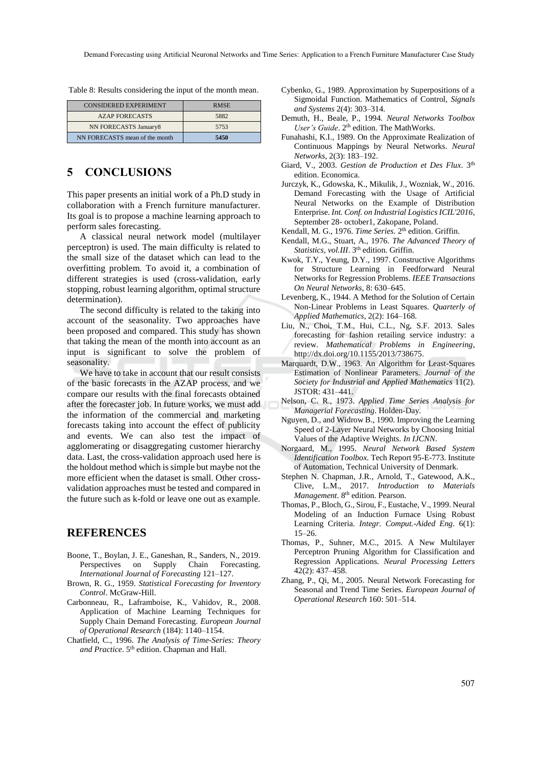Table 8: Results considering the input of the month mean.

| CONSIDERED EXPERIMENT | RMSE |
|---|---|
| AZAP FORECASTS | 5882 |
| NN FORECASTS January8 | 5753 |
| NN FORECASTS mean of the month | **5450** |

## 5 CONCLUSIONS

This paper presents an initial work of a Ph.D study in collaboration with a French furniture manufacturer. Its goal is to propose a machine learning approach to perform sales forecasting.

A classical neural network model (multilayer perceptron) is used. The main difficulty is related to the small size of the dataset which can lead to the overfitting problem. To avoid it, a combination of different strategies is used (cross-validation, early stopping, robust learning algorithm, optimal structure determination).

The second difficulty is related to the taking into account of the seasonality. Two approaches have been proposed and compared. This study has shown that taking the mean of the month into account as an input is significant to solve the problem of seasonality.

We have to take in account that our result consists of the basic forecasts in the AZAP process, and we compare our results with the final forecasts obtained after the forecaster job. In future works, we must add the information of the commercial and marketing forecasts taking into account the effect of publicity and events. We can also test the impact of agglomerating or disaggregating customer hierarchy data. Last, the cross-validation approach used here is the holdout method which is simple but maybe not the more efficient when the dataset is small. Other cross-validation approaches must be tested and compared in the future such as k-fold or leave one out as example.

## REFERENCES

Boone, T., Boylan, J. E., Ganeshan, R., Sanders, N., 2019. Perspectives on Supply Chain Forecasting. *International Journal of Forecasting* 121–127.

Brown, R. G., 1959. *Statistical Forecasting for Inventory Control*. McGraw-Hill.

Carbonneau, R., Laframboise, K., Vahidov, R., 2008. Application of Machine Learning Techniques for Supply Chain Demand Forecasting. *European Journal of Operational Research* (184): 1140–1154.

Chatfield, C., 1996. *The Analysis of Time-Series: Theory and Practice*. 5th edition. Chapman and Hall.

Cybenko, G., 1989. Approximation by Superpositions of a Sigmoidal Function. Mathematics of Control, *Signals and Systems* 2(4): 303–314.

Demuth, H., Beale, P., 1994. *Neural Networks Toolbox User's Guide*. 2th edition. The MathWorks.

Funahashi, K.I., 1989. On the Approximate Realization of Continuous Mappings by Neural Networks. *Neural Networks*, 2(3): 183–192.

Giard, V., 2003. *Gestion de Production et Des Flux*. 3th edition. Economica.

Jurczyk, K., Gdowska, K., Mikulik, J., Wozniak, W., 2016. Demand Forecasting with the Usage of Artificial Neural Networks on the Example of Distribution Enterprise. *Int. Conf. on Industrial Logistics ICIL'2016*, September 28- october1, Zakopane, Poland.

Kendall, M. G., 1976. *Time Series*. 2th edition. Griffin.

Kendall, M.G., Stuart, A., 1976. *The Advanced Theory of Statistics, vol.III*. 3th edition. Griffin.

Kwok, T.Y., Yeung, D.Y., 1997. Constructive Algorithms for Structure Learning in Feedforward Neural Networks for Regression Problems. *IEEE Transactions On Neural Networks*, 8: 630–645.

Levenberg, K., 1944. A Method for the Solution of Certain Non-Linear Problems in Least Squares. *Quarterly of Applied Mathematics*, 2(2): 164–168.

Liu, N., Choi, T.M., Hui, C.L., Ng, S.F. 2013. Sales forecasting for fashion retailing service industry: a review. *Mathematical Problems in Engineering*, http://dx.doi.org/10.1155/2013/738675.

Marquardt, D.W., 1963. An Algorithm for Least-Squares Estimation of Nonlinear Parameters. *Journal of the Society for Industrial and Applied Mathematics* 11(2). JSTOR: 431–441.

Nelson, C. R., 1973. *Applied Time Series Analysis for Managerial Forecasting*. Holden-Day.

Nguyen, D., and Widrow B., 1990. Improving the Learning Speed of 2-Layer Neural Networks by Choosing Initial Values of the Adaptive Weights. *In IJCNN*.

Norgaard, M., 1995. *Neural Network Based System Identification Toolbox*. Tech Report 95-E-773. Institute of Automation, Technical University of Denmark.

Stephen N. Chapman, J.R., Arnold, T., Gatewood, A.K., Clive, L.M., 2017. *Introduction to Materials Management*. 8th edition. Pearson.

Thomas, P., Bloch, G., Sirou, F., Eustache, V., 1999. Neural Modeling of an Induction Furnace Using Robust Learning Criteria. *Integr. Comput.-Aided Eng*. 6(1): 15–26.

Thomas, P., Suhner, M.C., 2015. A New Multilayer Perceptron Pruning Algorithm for Classification and Regression Applications. *Neural Processing Letters* 42(2): 437–458.

Zhang, P., Qi, M., 2005. Neural Network Forecasting for Seasonal and Trend Time Series. *European Journal of Operational Research* 160: 501–514.